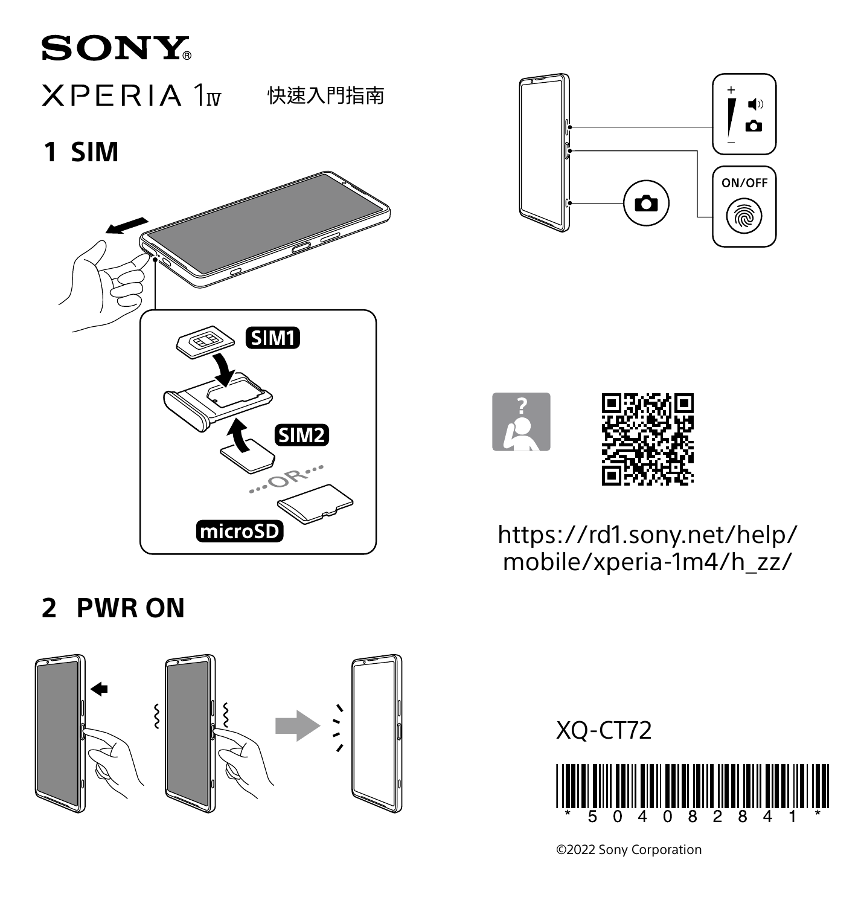# SONY

XPERIA 1 IV 快速入門指南

## 1 SIM

SIM1

SIM2

OR

microSD

## 2 PWR ON

ON/OFF

https://rd1.sony.net/help/mobile/xperia-1m4/h_zz/

XQ-CT72

*5040828 41*

©2022 Sony Corporation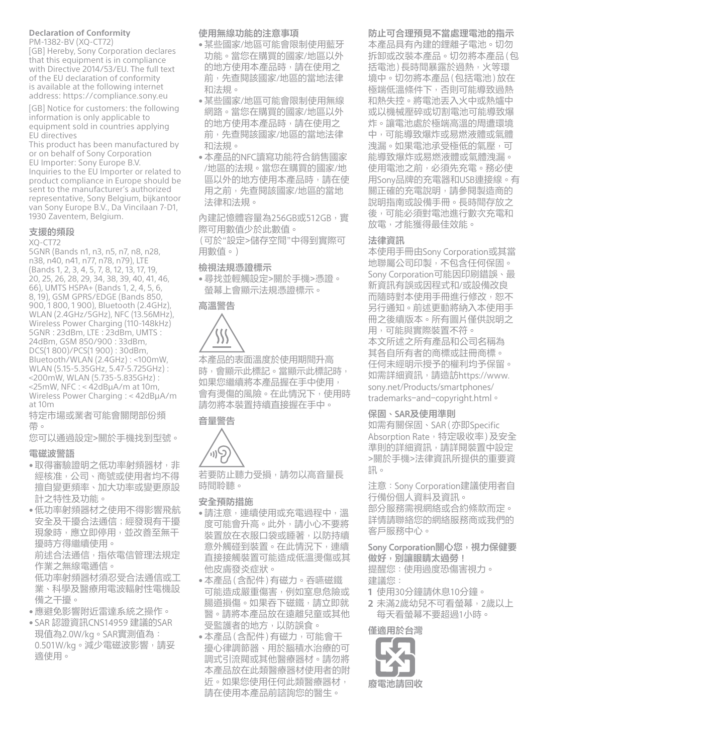**Declaration of Conformity**

PM-1382-BV (XQ-CT72)

[GB] Hereby, Sony Corporation declares that this equipment is in compliance with Directive 2014/53/EU. The full text of the EU declaration of conformity is available at the following internet address: https://compliance.sony.eu

[GB] Notice for customers: the following information is only applicable to equipment sold in countries applying EU directives

This product has been manufactured by or on behalf of Sony Corporation

EU Importer: Sony Europe B.V.

Inquiries to the EU Importer or related to product compliance in Europe should be sent to the manufacturer's authorized representative, Sony Belgium, bijkantoor van Sony Europe B.V., Da Vincilaan 7-D1, 1930 Zaventem, Belgium.

### 支援的頻段

XQ-CT72

5GNR (Bands n1, n3, n5, n7, n8, n28, n38, n40, n41, n77, n78, n79), LTE (Bands 1, 2, 3, 4, 5, 7, 8, 12, 13, 17, 19, 20, 25, 26, 28, 29, 34, 38, 39, 40, 41, 46, 66), UMTS HSPA+ (Bands 1, 2, 4, 5, 6, 8, 19), GSM GPRS/EDGE (Bands 850, 900, 1 800, 1 900), Bluetooth (2.4GHz), WLAN (2.4GHz/5GHz), NFC (13.56MHz), Wireless Power Charging (110-148kHz)

5GNR : 23dBm, LTE : 23dBm, UMTS : 24dBm, GSM 850/900 : 33dBm, DCS(1 800)/PCS(1 900) : 30dBm, Bluetooth/WLAN (2.4GHz) : <100mW, WLAN (5.15-5.35GHz, 5.47-5.725GHz) : <200mW, WLAN (5.735-5.835GHz) : <25mW, NFC : < 42dBμA/m at 10m, Wireless Power Charging : < 42dBμA/m at 10m

特定市場或業者可能會關閉部份頻帶。

您可以通過設定>關於手機找到型號。

### 電磁波警語

- 取得審驗證明之低功率射頻器材，非經核准，公司、商號或使用者均不得擅自變更頻率、加大功率或變更原設計之特性及功能。
- 低功率射頻器材之使用不得影響飛航安全及干擾合法通信；經發現有干擾現象時，應立即停用，並改善至無干擾時方得繼續使用。

  前述合法通信，指依電信管理法規定作業之無線電通信。

  低功率射頻器材須忍受合法通信或工業、科學及醫療用電波輻射性電機設備之干擾。
- 應避免影響附近雷達系統之操作。
- SAR 認證資訊CNS14959 建議的SAR現值為2.0W/kg。SAR實測值為：0.501W/kg。減少電磁波影響，請妥適使用。

### 使用無線功能的注意事項

- 某些國家/地區可能會限制使用藍牙功能。當您在購買的國家/地區以外的地方使用本產品時，請在使用之前，先查閱該國家/地區的當地法律和法規。
- 某些國家/地區可能會限制使用無線網路。當您在購買的國家/地區以外的地方使用本產品時，請在使用之前，先查閱該國家/地區的當地法律和法規。
- 本產品的NFC讀寫功能符合銷售國家/地區的法規。當您在購買的國家/地區以外的地方使用本產品時，請在使用之前，先查閱該國家/地區的當地法律和法規。

內建記憶體容量為256GB或512GB，實際可用數值少於此數值。

（可於"設定>儲存空間"中得到實際可用數值。）

### 檢視法規憑證標示

- 尋找並輕觸設定>關於手機>憑證。螢幕上會顯示法規憑證標示。

### 高溫警告

本產品的表面溫度於使用期間升高時，會顯示此標記。當顯示此標記時，如果您繼續將本產品握在手中使用，會有燙傷的風險。在此情況下，使用時請勿將本裝置持續直接握在手中。

### 音量警告

若要防止聽力受損，請勿以高音量長時間聆聽。

### 安全預防措施

- 請注意，連續使用或充電過程中，溫度可能會升高。此外，請小心不要將裝置放在衣服口袋或睡著，以防持續意外觸碰到裝置。在此情況下，連續直接接觸裝置可能造成低溫燙傷或其他皮膚發炎症狀。
- 本產品（含配件）有磁力。吞嚥磁鐵可能造成嚴重傷害，例如窒息危險或腸道損傷。如果吞下磁鐵，請立即就醫。請將本產品放在遠離兒童或其他受監護者的地方，以防誤食。
- 本產品（含配件）有磁力，可能會干擾心律調節器、用於腦積水治療的可調式引流閥或其他醫療器材。請勿將本產品放在此類醫療器材使用者的附近。如果您使用任何此類醫療器材，請在使用本產品前諮詢您的醫生。

### 防止可合理預見不當處理電池的指示

本產品具有內建的鋰離子電池。切勿拆卸或改裝本產品。切勿將本產品（包括電池）長時間暴露於過熱，火等環境中。切勿將本產品（包括電池）放在極端低溫條件下，否則可能導致過熱和熱失控。將電池丟入火中或熱爐中或以機械壓碎或切割電池可能導致爆炸。讓電池處於極端高溫的周遭環境中，可能導致爆炸或易燃液體或氣體洩漏。如果電池承受極低的氣壓，可能導致爆炸或易燃液體或氣體洩漏。使用電池之前，必須先充電。務必使用Sony品牌的充電器和USB連接線。有關正確的充電說明，請參閱製造商的說明指南或設備手冊。長時間存放之後，可能必須對電池進行數次充電和放電，才能獲得最佳效能。

### 法律資訊

本使用手冊由Sony Corporation或其當地聯屬公司印製，不包含任何保固。Sony Corporation可能因印刷錯誤、最新資訊有誤或因程式和/或設備改良而隨時對本使用手冊進行修改，恕不另行通知。前述更動將納入本使用手冊之後續版本。所有圖片僅供說明之用，可能與實際裝置不符。

本文所述之所有產品和公司名稱為其各自所有者的商標或註冊商標。

任何未經明示授予的權利均予保留。

如需詳細資訊，請造訪https://www.sony.net/Products/smartphones/trademarks-and-copyright.html。

### 保固、SAR及使用準則

如需有關保固、SAR（亦即Specific Absorption Rate，特定吸收率）及安全準則的詳細資訊，請詳閱裝置中設定>關於手機>法律資訊所提供的重要資訊。

注意：Sony Corporation建議使用者自行備份個人資料及資訊。

部分服務需視網絡或合約條款而定。詳情請聯絡您的網絡服務商或我們的客戶服務中心。

### Sony Corporation關心您，視力保健要做好，別讓眼睛太過勞！

提醒您：使用過度恐傷害視力。

建議您：

1 使用30分鐘請休息10分鐘。

2 未滿2歲幼兒不可看螢幕，2歲以上每天看螢幕不要超過1小時。

### 僅適用於台灣

**廢電池請回收**